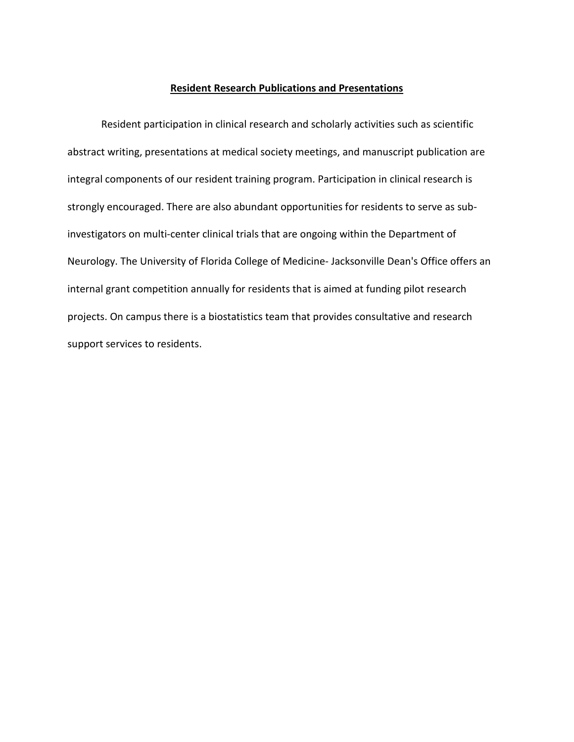# **Resident Research Publications and Presentations**

Resident participation in clinical research and scholarly activities such as scientific abstract writing, presentations at medical society meetings, and manuscript publication are integral components of our resident training program. Participation in clinical research is strongly encouraged. There are also abundant opportunities for residents to serve as sub-investigators on multi-center clinical trials that are ongoing within the Department of Neurology. The University of Florida College of Medicine- Jacksonville Dean's Office offers an internal grant competition annually for residents that is aimed at funding pilot research projects. On campus there is a biostatistics team that provides consultative and research support services to residents.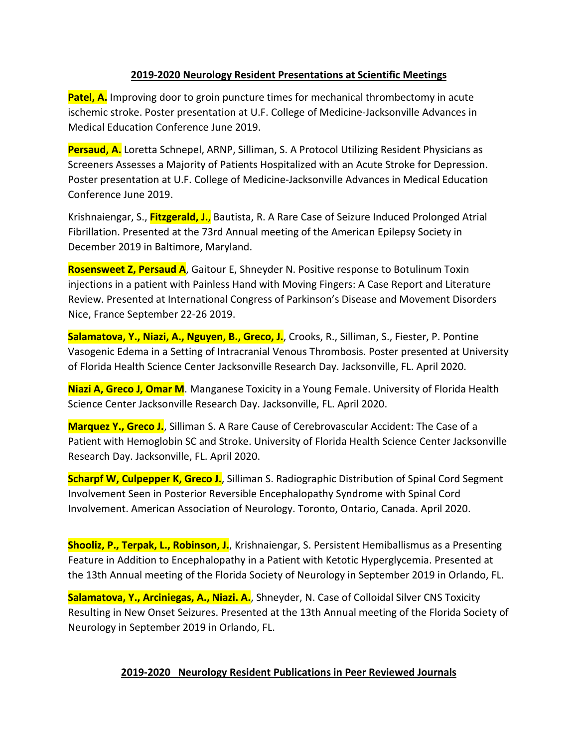## 2019-2020 Neurology Resident Presentations at Scientific Meetings

**Patel, A.** Improving door to groin puncture times for mechanical thrombectomy in acute ischemic stroke. Poster presentation at U.F. College of Medicine-Jacksonville Advances in Medical Education Conference June 2019.

**Persaud, A.** Loretta Schnepel, ARNP, Silliman, S. A Protocol Utilizing Resident Physicians as Screeners Assesses a Majority of Patients Hospitalized with an Acute Stroke for Depression. Poster presentation at U.F. College of Medicine-Jacksonville Advances in Medical Education Conference June 2019.

Krishnaiengar, S., **Fitzgerald, J.**, Bautista, R. A Rare Case of Seizure Induced Prolonged Atrial Fibrillation. Presented at the 73rd Annual meeting of the American Epilepsy Society in December 2019 in Baltimore, Maryland.

**Rosensweet Z, Persaud A**, Gaitour E, Shneyder N. Positive response to Botulinum Toxin injections in a patient with Painless Hand with Moving Fingers: A Case Report and Literature Review. Presented at International Congress of Parkinson's Disease and Movement Disorders Nice, France September 22-26 2019.

**Salamatova, Y., Niazi, A., Nguyen, B., Greco, J.**, Crooks, R., Silliman, S., Fiester, P. Pontine Vasogenic Edema in a Setting of Intracranial Venous Thrombosis. Poster presented at University of Florida Health Science Center Jacksonville Research Day. Jacksonville, FL. April 2020.

**Niazi A, Greco J, Omar M**. Manganese Toxicity in a Young Female. University of Florida Health Science Center Jacksonville Research Day. Jacksonville, FL. April 2020.

**Marquez Y., Greco J.**, Silliman S. A Rare Cause of Cerebrovascular Accident: The Case of a Patient with Hemoglobin SC and Stroke. University of Florida Health Science Center Jacksonville Research Day. Jacksonville, FL. April 2020.

**Scharpf W, Culpepper K, Greco J.**, Silliman S. Radiographic Distribution of Spinal Cord Segment Involvement Seen in Posterior Reversible Encephalopathy Syndrome with Spinal Cord Involvement. American Association of Neurology. Toronto, Ontario, Canada. April 2020.

**Shooliz, P., Terpak, L., Robinson, J.**, Krishnaiengar, S. Persistent Hemiballismus as a Presenting Feature in Addition to Encephalopathy in a Patient with Ketotic Hyperglycemia. Presented at the 13th Annual meeting of the Florida Society of Neurology in September 2019 in Orlando, FL.

**Salamatova, Y., Arciniegas, A., Niazi. A.**, Shneyder, N. Case of Colloidal Silver CNS Toxicity Resulting in New Onset Seizures. Presented at the 13th Annual meeting of the Florida Society of Neurology in September 2019 in Orlando, FL.

## 2019-2020 Neurology Resident Publications in Peer Reviewed Journals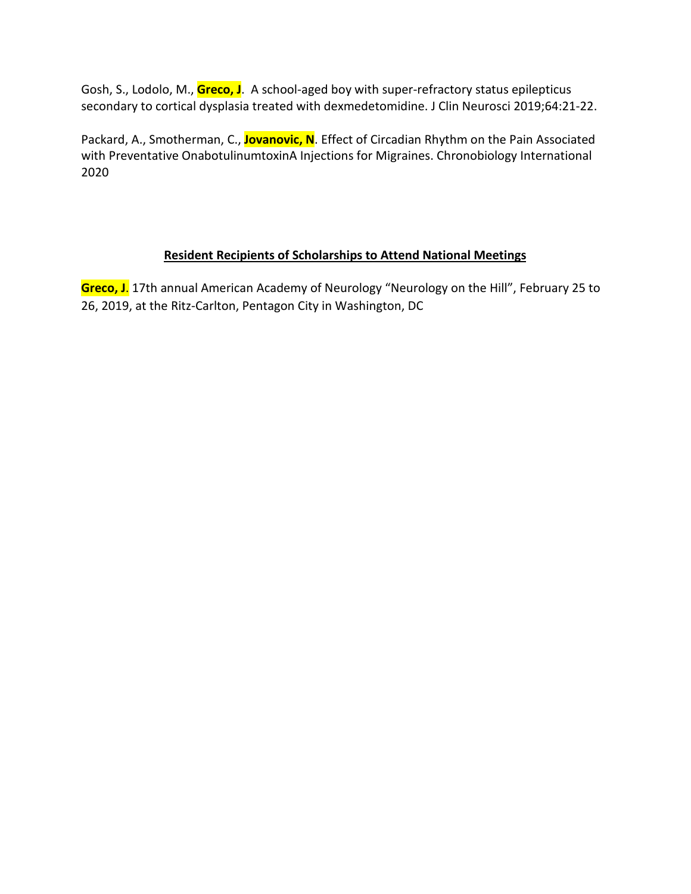Gosh, S., Lodolo, M., **Greco, J**. A school-aged boy with super-refractory status epilepticus secondary to cortical dysplasia treated with dexmedetomidine. J Clin Neurosci 2019;64:21-22.

Packard, A., Smotherman, C., **Jovanovic, N**. Effect of Circadian Rhythm on the Pain Associated with Preventative OnabotulinumtoxinA Injections for Migraines. Chronobiology International 2020

## Resident Recipients of Scholarships to Attend National Meetings

**Greco, J**. 17th annual American Academy of Neurology "Neurology on the Hill", February 25 to 26, 2019, at the Ritz-Carlton, Pentagon City in Washington, DC